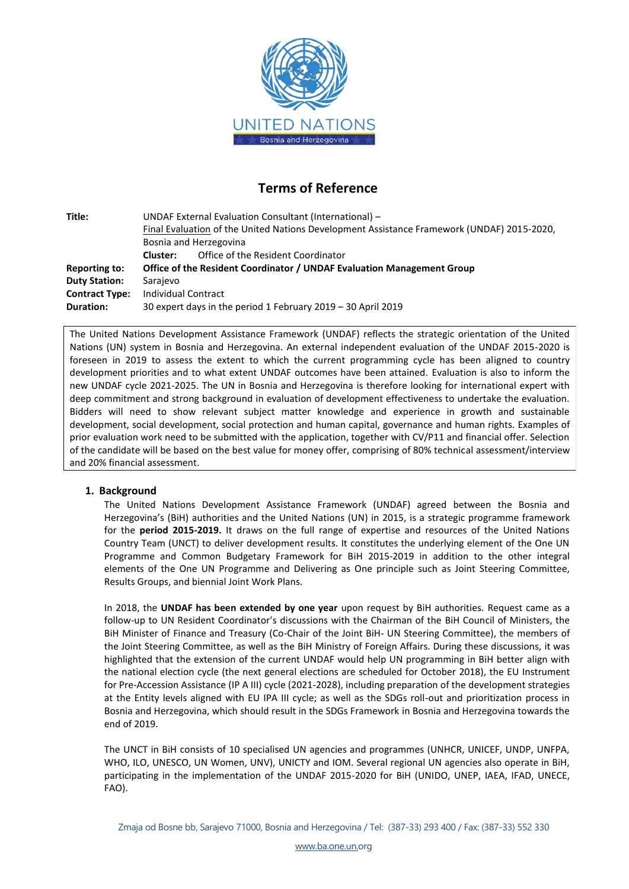# Terms of Reference

| | |
|---|---|
| **Title:** | UNDAF External Evaluation Consultant (International) – Final Evaluation of the United Nations Development Assistance Framework (UNDAF) 2015-2020, Bosnia and Herzegovina |
| | **Cluster:** Office of the Resident Coordinator |
| **Reporting to:** | **Office of the Resident Coordinator / UNDAF Evaluation Management Group** |
| **Duty Station:** | Sarajevo |
| **Contract Type:** | Individual Contract |
| **Duration:** | 30 expert days in the period 1 February 2019 – 30 April 2019 |

The United Nations Development Assistance Framework (UNDAF) reflects the strategic orientation of the United Nations (UN) system in Bosnia and Herzegovina. An external independent evaluation of the UNDAF 2015-2020 is foreseen in 2019 to assess the extent to which the current programming cycle has been aligned to country development priorities and to what extent UNDAF outcomes have been attained. Evaluation is also to inform the new UNDAF cycle 2021-2025. The UN in Bosnia and Herzegovina is therefore looking for international expert with deep commitment and strong background in evaluation of development effectiveness to undertake the evaluation. Bidders will need to show relevant subject matter knowledge and experience in growth and sustainable development, social development, social protection and human capital, governance and human rights. Examples of prior evaluation work need to be submitted with the application, together with CV/P11 and financial offer. Selection of the candidate will be based on the best value for money offer, comprising of 80% technical assessment/interview and 20% financial assessment.

## 1. Background

The United Nations Development Assistance Framework (UNDAF) agreed between the Bosnia and Herzegovina's (BiH) authorities and the United Nations (UN) in 2015, is a strategic programme framework for the **period 2015-2019.** It draws on the full range of expertise and resources of the United Nations Country Team (UNCT) to deliver development results. It constitutes the underlying element of the One UN Programme and Common Budgetary Framework for BiH 2015-2019 in addition to the other integral elements of the One UN Programme and Delivering as One principle such as Joint Steering Committee, Results Groups, and biennial Joint Work Plans.

In 2018, the **UNDAF has been extended by one year** upon request by BiH authorities. Request came as a follow-up to UN Resident Coordinator's discussions with the Chairman of the BiH Council of Ministers, the BiH Minister of Finance and Treasury (Co-Chair of the Joint BiH- UN Steering Committee), the members of the Joint Steering Committee, as well as the BiH Ministry of Foreign Affairs. During these discussions, it was highlighted that the extension of the current UNDAF would help UN programming in BiH better align with the national election cycle (the next general elections are scheduled for October 2018), the EU Instrument for Pre-Accession Assistance (IP A III) cycle (2021-2028), including preparation of the development strategies at the Entity levels aligned with EU IPA III cycle; as well as the SDGs roll-out and prioritization process in Bosnia and Herzegovina, which should result in the SDGs Framework in Bosnia and Herzegovina towards the end of 2019.

The UNCT in BiH consists of 10 specialised UN agencies and programmes (UNHCR, UNICEF, UNDP, UNFPA, WHO, ILO, UNESCO, UN Women, UNV), UNICTY and IOM. Several regional UN agencies also operate in BiH, participating in the implementation of the UNDAF 2015-2020 for BiH (UNIDO, UNEP, IAEA, IFAD, UNECE, FAO).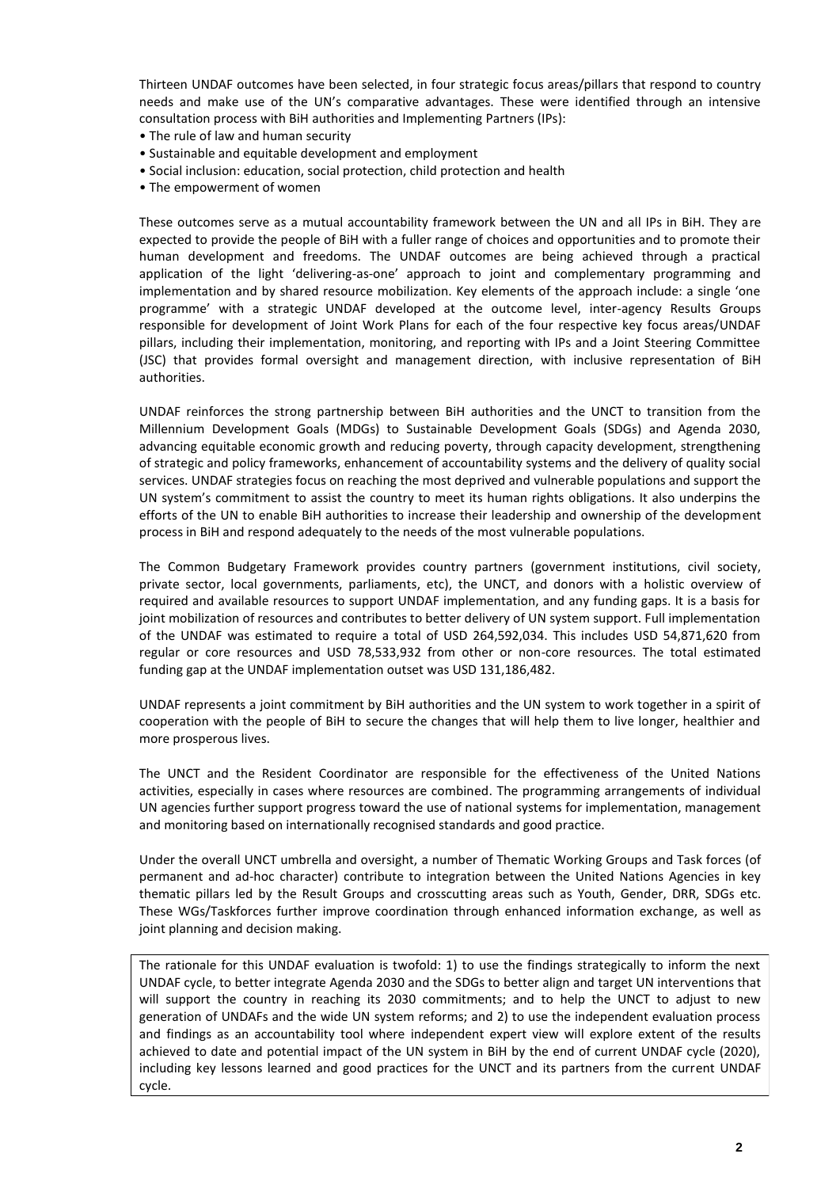Thirteen UNDAF outcomes have been selected, in four strategic focus areas/pillars that respond to country needs and make use of the UN's comparative advantages. These were identified through an intensive consultation process with BiH authorities and Implementing Partners (IPs):

- The rule of law and human security
- Sustainable and equitable development and employment
- Social inclusion: education, social protection, child protection and health
- The empowerment of women

These outcomes serve as a mutual accountability framework between the UN and all IPs in BiH. They are expected to provide the people of BiH with a fuller range of choices and opportunities and to promote their human development and freedoms. The UNDAF outcomes are being achieved through a practical application of the light 'delivering-as-one' approach to joint and complementary programming and implementation and by shared resource mobilization. Key elements of the approach include: a single 'one programme' with a strategic UNDAF developed at the outcome level, inter-agency Results Groups responsible for development of Joint Work Plans for each of the four respective key focus areas/UNDAF pillars, including their implementation, monitoring, and reporting with IPs and a Joint Steering Committee (JSC) that provides formal oversight and management direction, with inclusive representation of BiH authorities.

UNDAF reinforces the strong partnership between BiH authorities and the UNCT to transition from the Millennium Development Goals (MDGs) to Sustainable Development Goals (SDGs) and Agenda 2030, advancing equitable economic growth and reducing poverty, through capacity development, strengthening of strategic and policy frameworks, enhancement of accountability systems and the delivery of quality social services. UNDAF strategies focus on reaching the most deprived and vulnerable populations and support the UN system's commitment to assist the country to meet its human rights obligations. It also underpins the efforts of the UN to enable BiH authorities to increase their leadership and ownership of the development process in BiH and respond adequately to the needs of the most vulnerable populations.

The Common Budgetary Framework provides country partners (government institutions, civil society, private sector, local governments, parliaments, etc), the UNCT, and donors with a holistic overview of required and available resources to support UNDAF implementation, and any funding gaps. It is a basis for joint mobilization of resources and contributes to better delivery of UN system support. Full implementation of the UNDAF was estimated to require a total of USD 264,592,034. This includes USD 54,871,620 from regular or core resources and USD 78,533,932 from other or non-core resources. The total estimated funding gap at the UNDAF implementation outset was USD 131,186,482.

UNDAF represents a joint commitment by BiH authorities and the UN system to work together in a spirit of cooperation with the people of BiH to secure the changes that will help them to live longer, healthier and more prosperous lives.

The UNCT and the Resident Coordinator are responsible for the effectiveness of the United Nations activities, especially in cases where resources are combined. The programming arrangements of individual UN agencies further support progress toward the use of national systems for implementation, management and monitoring based on internationally recognised standards and good practice.

Under the overall UNCT umbrella and oversight, a number of Thematic Working Groups and Task forces (of permanent and ad-hoc character) contribute to integration between the United Nations Agencies in key thematic pillars led by the Result Groups and crosscutting areas such as Youth, Gender, DRR, SDGs etc. These WGs/Taskforces further improve coordination through enhanced information exchange, as well as joint planning and decision making.

The rationale for this UNDAF evaluation is twofold: 1) to use the findings strategically to inform the next UNDAF cycle, to better integrate Agenda 2030 and the SDGs to better align and target UN interventions that will support the country in reaching its 2030 commitments; and to help the UNCT to adjust to new generation of UNDAFs and the wide UN system reforms; and 2) to use the independent evaluation process and findings as an accountability tool where independent expert view will explore extent of the results achieved to date and potential impact of the UN system in BiH by the end of current UNDAF cycle (2020), including key lessons learned and good practices for the UNCT and its partners from the current UNDAF cycle.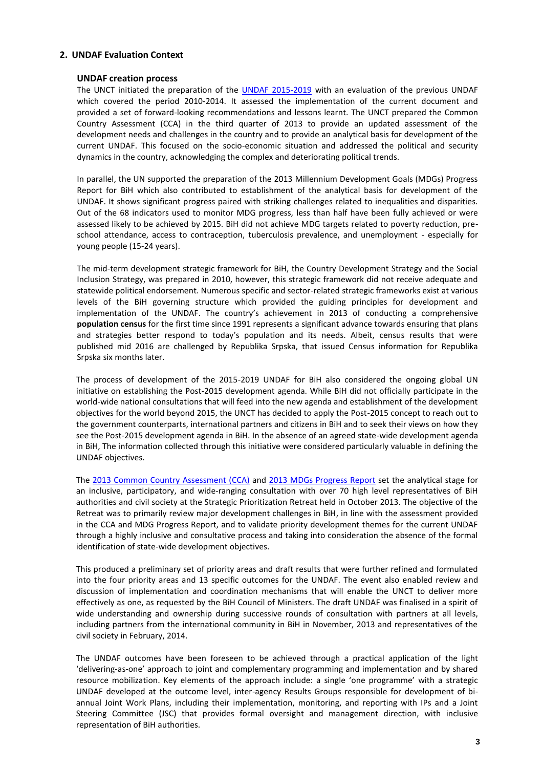## 2. UNDAF Evaluation Context

### UNDAF creation process

The UNCT initiated the preparation of the UNDAF 2015-2019 with an evaluation of the previous UNDAF which covered the period 2010-2014. It assessed the implementation of the current document and provided a set of forward-looking recommendations and lessons learnt. The UNCT prepared the Common Country Assessment (CCA) in the third quarter of 2013 to provide an updated assessment of the development needs and challenges in the country and to provide an analytical basis for development of the current UNDAF. This focused on the socio-economic situation and addressed the political and security dynamics in the country, acknowledging the complex and deteriorating political trends.

In parallel, the UN supported the preparation of the 2013 Millennium Development Goals (MDGs) Progress Report for BiH which also contributed to establishment of the analytical basis for development of the UNDAF. It shows significant progress paired with striking challenges related to inequalities and disparities. Out of the 68 indicators used to monitor MDG progress, less than half have been fully achieved or were assessed likely to be achieved by 2015. BiH did not achieve MDG targets related to poverty reduction, pre-school attendance, access to contraception, tuberculosis prevalence, and unemployment - especially for young people (15-24 years).

The mid-term development strategic framework for BiH, the Country Development Strategy and the Social Inclusion Strategy, was prepared in 2010, however, this strategic framework did not receive adequate and statewide political endorsement. Numerous specific and sector-related strategic frameworks exist at various levels of the BiH governing structure which provided the guiding principles for development and implementation of the UNDAF. The country's achievement in 2013 of conducting a comprehensive **population census** for the first time since 1991 represents a significant advance towards ensuring that plans and strategies better respond to today's population and its needs. Albeit, census results that were published mid 2016 are challenged by Republika Srpska, that issued Census information for Republika Srpska six months later.

The process of development of the 2015-2019 UNDAF for BiH also considered the ongoing global UN initiative on establishing the Post-2015 development agenda. While BiH did not officially participate in the world-wide national consultations that will feed into the new agenda and establishment of the development objectives for the world beyond 2015, the UNCT has decided to apply the Post-2015 concept to reach out to the government counterparts, international partners and citizens in BiH and to seek their views on how they see the Post-2015 development agenda in BiH. In the absence of an agreed state-wide development agenda in BiH, The information collected through this initiative were considered particularly valuable in defining the UNDAF objectives.

The 2013 Common Country Assessment (CCA) and 2013 MDGs Progress Report set the analytical stage for an inclusive, participatory, and wide-ranging consultation with over 70 high level representatives of BiH authorities and civil society at the Strategic Prioritization Retreat held in October 2013. The objective of the Retreat was to primarily review major development challenges in BiH, in line with the assessment provided in the CCA and MDG Progress Report, and to validate priority development themes for the current UNDAF through a highly inclusive and consultative process and taking into consideration the absence of the formal identification of state-wide development objectives.

This produced a preliminary set of priority areas and draft results that were further refined and formulated into the four priority areas and 13 specific outcomes for the UNDAF. The event also enabled review and discussion of implementation and coordination mechanisms that will enable the UNCT to deliver more effectively as one, as requested by the BiH Council of Ministers. The draft UNDAF was finalised in a spirit of wide understanding and ownership during successive rounds of consultation with partners at all levels, including partners from the international community in BiH in November, 2013 and representatives of the civil society in February, 2014.

The UNDAF outcomes have been foreseen to be achieved through a practical application of the light 'delivering-as-one' approach to joint and complementary programming and implementation and by shared resource mobilization. Key elements of the approach include: a single 'one programme' with a strategic UNDAF developed at the outcome level, inter-agency Results Groups responsible for development of bi-annual Joint Work Plans, including their implementation, monitoring, and reporting with IPs and a Joint Steering Committee (JSC) that provides formal oversight and management direction, with inclusive representation of BiH authorities.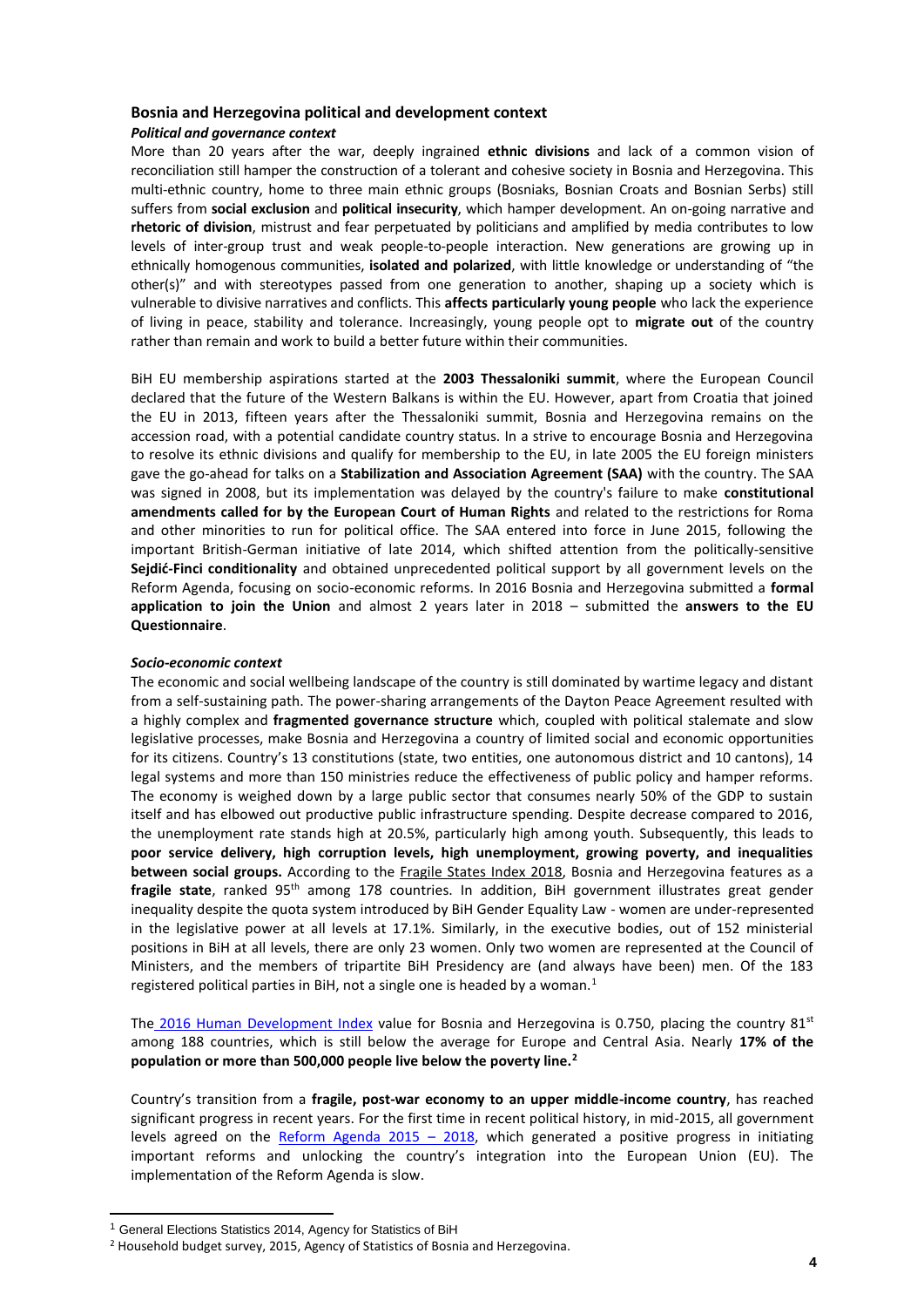## Bosnia and Herzegovina political and development context

### *Political and governance context*

More than 20 years after the war, deeply ingrained **ethnic divisions** and lack of a common vision of reconciliation still hamper the construction of a tolerant and cohesive society in Bosnia and Herzegovina. This multi-ethnic country, home to three main ethnic groups (Bosniaks, Bosnian Croats and Bosnian Serbs) still suffers from **social exclusion** and **political insecurity**, which hamper development. An on-going narrative and **rhetoric of division**, mistrust and fear perpetuated by politicians and amplified by media contributes to low levels of inter-group trust and weak people-to-people interaction. New generations are growing up in ethnically homogenous communities, **isolated and polarized**, with little knowledge or understanding of "the other(s)" and with stereotypes passed from one generation to another, shaping up a society which is vulnerable to divisive narratives and conflicts. This **affects particularly young people** who lack the experience of living in peace, stability and tolerance. Increasingly, young people opt to **migrate out** of the country rather than remain and work to build a better future within their communities.

BiH EU membership aspirations started at the **2003 Thessaloniki summit**, where the European Council declared that the future of the Western Balkans is within the EU. However, apart from Croatia that joined the EU in 2013, fifteen years after the Thessaloniki summit, Bosnia and Herzegovina remains on the accession road, with a potential candidate country status. In a strive to encourage Bosnia and Herzegovina to resolve its ethnic divisions and qualify for membership to the EU, in late 2005 the EU foreign ministers gave the go-ahead for talks on a **Stabilization and Association Agreement (SAA)** with the country. The SAA was signed in 2008, but its implementation was delayed by the country's failure to make **constitutional amendments called for by the European Court of Human Rights** and related to the restrictions for Roma and other minorities to run for political office. The SAA entered into force in June 2015, following the important British-German initiative of late 2014, which shifted attention from the politically-sensitive **Sejdić-Finci conditionality** and obtained unprecedented political support by all government levels on the Reform Agenda, focusing on socio-economic reforms. In 2016 Bosnia and Herzegovina submitted a **formal application to join the Union** and almost 2 years later in 2018 – submitted the **answers to the EU Questionnaire**.

### *Socio-economic context*

The economic and social wellbeing landscape of the country is still dominated by wartime legacy and distant from a self-sustaining path. The power-sharing arrangements of the Dayton Peace Agreement resulted with a highly complex and **fragmented governance structure** which, coupled with political stalemate and slow legislative processes, make Bosnia and Herzegovina a country of limited social and economic opportunities for its citizens. Country's 13 constitutions (state, two entities, one autonomous district and 10 cantons), 14 legal systems and more than 150 ministries reduce the effectiveness of public policy and hamper reforms. The economy is weighed down by a large public sector that consumes nearly 50% of the GDP to sustain itself and has elbowed out productive public infrastructure spending. Despite decrease compared to 2016, the unemployment rate stands high at 20.5%, particularly high among youth. Subsequently, this leads to **poor service delivery, high corruption levels, high unemployment, growing poverty, and inequalities between social groups.** According to the Fragile States Index 2018, Bosnia and Herzegovina features as a **fragile state**, ranked 95th among 178 countries. In addition, BiH government illustrates great gender inequality despite the quota system introduced by BiH Gender Equality Law - women are under-represented in the legislative power at all levels at 17.1%. Similarly, in the executive bodies, out of 152 ministerial positions in BiH at all levels, there are only 23 women. Only two women are represented at the Council of Ministers, and the members of tripartite BiH Presidency are (and always have been) men. Of the 183 registered political parties in BiH, not a single one is headed by a woman.[1]

The 2016 Human Development Index value for Bosnia and Herzegovina is 0.750, placing the country 81st among 188 countries, which is still below the average for Europe and Central Asia. Nearly **17% of the population or more than 500,000 people live below the poverty line.**[2]

Country's transition from a **fragile, post-war economy to an upper middle-income country**, has reached significant progress in recent years. For the first time in recent political history, in mid-2015, all government levels agreed on the Reform Agenda 2015 – 2018, which generated a positive progress in initiating important reforms and unlocking the country's integration into the European Union (EU). The implementation of the Reform Agenda is slow.

---

[1] General Elections Statistics 2014, Agency for Statistics of BiH

[2] Household budget survey, 2015, Agency of Statistics of Bosnia and Herzegovina.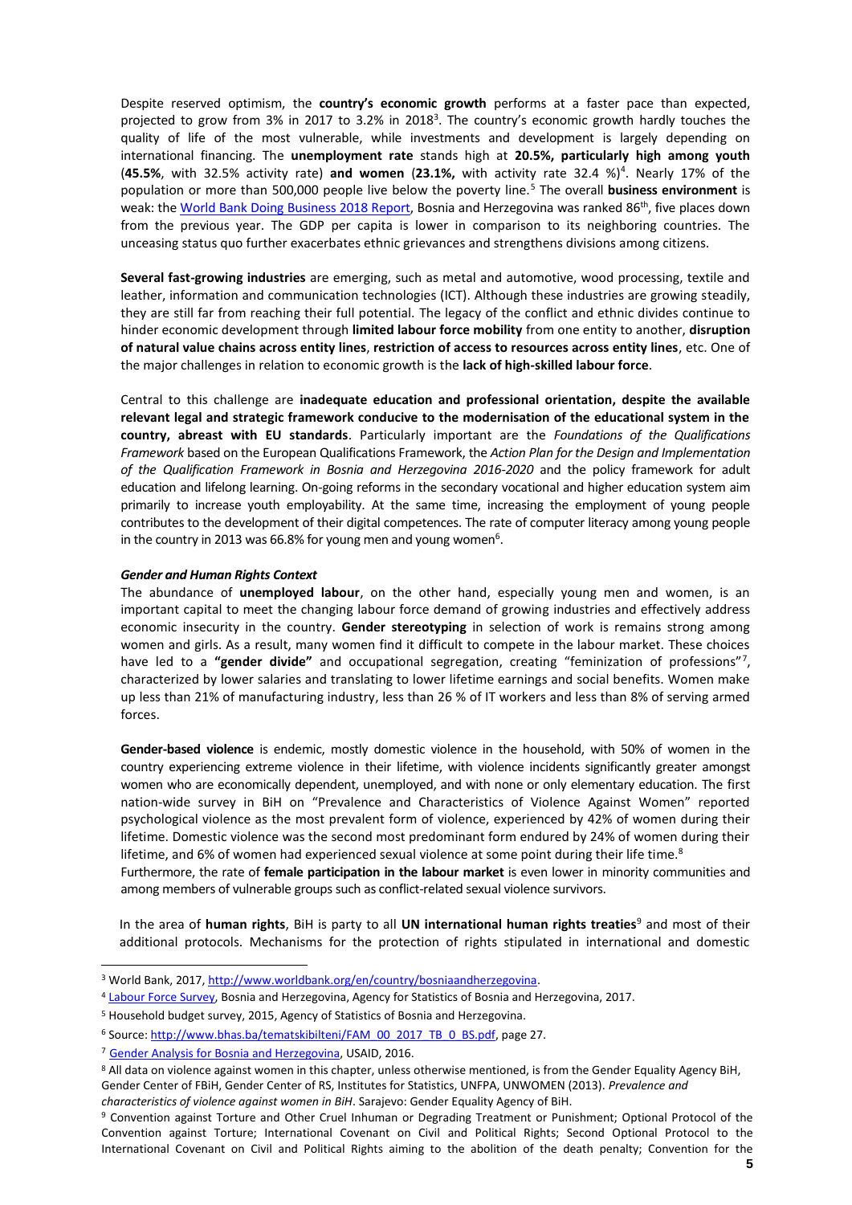Despite reserved optimism, the **country's economic growth** performs at a faster pace than expected, projected to grow from 3% in 2017 to 3.2% in 2018[3]. The country's economic growth hardly touches the quality of life of the most vulnerable, while investments and development is largely depending on international financing. The **unemployment rate** stands high at **20.5%, particularly high among youth** (**45.5%**, with 32.5% activity rate) **and women** (**23.1%,** with activity rate 32.4 %)[4]. Nearly 17% of the population or more than 500,000 people live below the poverty line.[5] The overall **business environment** is weak: the [World Bank Doing Business 2018 Report](), Bosnia and Herzegovina was ranked 86th, five places down from the previous year. The GDP per capita is lower in comparison to its neighboring countries. The unceasing status quo further exacerbates ethnic grievances and strengthens divisions among citizens.

**Several fast-growing industries** are emerging, such as metal and automotive, wood processing, textile and leather, information and communication technologies (ICT). Although these industries are growing steadily, they are still far from reaching their full potential. The legacy of the conflict and ethnic divides continue to hinder economic development through **limited labour force mobility** from one entity to another, **disruption of natural value chains across entity lines**, **restriction of access to resources across entity lines**, etc. One of the major challenges in relation to economic growth is the **lack of high-skilled labour force**.

Central to this challenge are **inadequate education and professional orientation, despite the available relevant legal and strategic framework conducive to the modernisation of the educational system in the country, abreast with EU standards**. Particularly important are the *Foundations of the Qualifications Framework* based on the European Qualifications Framework, the *Action Plan for the Design and Implementation of the Qualification Framework in Bosnia and Herzegovina 2016-2020* and the policy framework for adult education and lifelong learning. On-going reforms in the secondary vocational and higher education system aim primarily to increase youth employability. At the same time, increasing the employment of young people contributes to the development of their digital competences. The rate of computer literacy among young people in the country in 2013 was 66.8% for young men and young women[6].

***Gender and Human Rights Context***

The abundance of **unemployed labour**, on the other hand, especially young men and women, is an important capital to meet the changing labour force demand of growing industries and effectively address economic insecurity in the country. **Gender stereotyping** in selection of work is remains strong among women and girls. As a result, many women find it difficult to compete in the labour market. These choices have led to a **"gender divide"** and occupational segregation, creating "feminization of professions"[7], characterized by lower salaries and translating to lower lifetime earnings and social benefits. Women make up less than 21% of manufacturing industry, less than 26 % of IT workers and less than 8% of serving armed forces.

**Gender-based violence** is endemic, mostly domestic violence in the household, with 50% of women in the country experiencing extreme violence in their lifetime, with violence incidents significantly greater amongst women who are economically dependent, unemployed, and with none or only elementary education. The first nation-wide survey in BiH on "Prevalence and Characteristics of Violence Against Women" reported psychological violence as the most prevalent form of violence, experienced by 42% of women during their lifetime. Domestic violence was the second most predominant form endured by 24% of women during their lifetime, and 6% of women had experienced sexual violence at some point during their life time.[8]

Furthermore, the rate of **female participation in the labour market** is even lower in minority communities and among members of vulnerable groups such as conflict-related sexual violence survivors.

In the area of **human rights**, BiH is party to all **UN international human rights treaties**[9] and most of their additional protocols. Mechanisms for the protection of rights stipulated in international and domestic

---

[3] World Bank, 2017, http://www.worldbank.org/en/country/bosniaandherzegovina.

[4] [Labour Force Survey](), Bosnia and Herzegovina, Agency for Statistics of Bosnia and Herzegovina, 2017.

[5] Household budget survey, 2015, Agency of Statistics of Bosnia and Herzegovina.

[6] Source: http://www.bhas.ba/tematskibilteni/FAM_00_2017_TB_0_BS.pdf, page 27.

[7] [Gender Analysis for Bosnia and Herzegovina](), USAID, 2016.

[8] All data on violence against women in this chapter, unless otherwise mentioned, is from the Gender Equality Agency BiH, Gender Center of FBiH, Gender Center of RS, Institutes for Statistics, UNFPA, UNWOMEN (2013). *Prevalence and characteristics of violence against women in BiH*. Sarajevo: Gender Equality Agency of BiH.

[9] Convention against Torture and Other Cruel Inhuman or Degrading Treatment or Punishment; Optional Protocol of the Convention against Torture; International Covenant on Civil and Political Rights; Second Optional Protocol to the International Covenant on Civil and Political Rights aiming to the abolition of the death penalty; Convention for the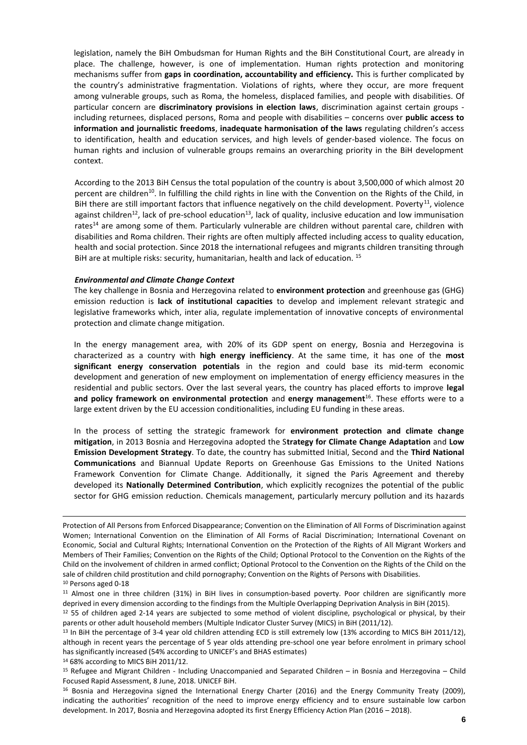legislation, namely the BiH Ombudsman for Human Rights and the BiH Constitutional Court, are already in place. The challenge, however, is one of implementation. Human rights protection and monitoring mechanisms suffer from **gaps in coordination, accountability and efficiency.** This is further complicated by the country's administrative fragmentation. Violations of rights, where they occur, are more frequent among vulnerable groups, such as Roma, the homeless, displaced families, and people with disabilities. Of particular concern are **discriminatory provisions in election laws**, discrimination against certain groups - including returnees, displaced persons, Roma and people with disabilities – concerns over **public access to information and journalistic freedoms**, **inadequate harmonisation of the laws** regulating children's access to identification, health and education services, and high levels of gender-based violence. The focus on human rights and inclusion of vulnerable groups remains an overarching priority in the BiH development context.

According to the 2013 BiH Census the total population of the country is about 3,500,000 of which almost 20 percent are children[10]. In fulfilling the child rights in line with the Convention on the Rights of the Child, in BiH there are still important factors that influence negatively on the child development. Poverty[11], violence against children[12], lack of pre-school education[13], lack of quality, inclusive education and low immunisation rates[14] are among some of them. Particularly vulnerable are children without parental care, children with disabilities and Roma children. Their rights are often multiply affected including access to quality education, health and social protection. Since 2018 the international refugees and migrants children transiting through BiH are at multiple risks: security, humanitarian, health and lack of education. [15]

***Environmental and Climate Change Context***

The key challenge in Bosnia and Herzegovina related to **environment protection** and greenhouse gas (GHG) emission reduction is **lack of institutional capacities** to develop and implement relevant strategic and legislative frameworks which, inter alia, regulate implementation of innovative concepts of environmental protection and climate change mitigation.

In the energy management area, with 20% of its GDP spent on energy, Bosnia and Herzegovina is characterized as a country with **high energy inefficiency**. At the same time, it has one of the **most significant energy conservation potentials** in the region and could base its mid-term economic development and generation of new employment on implementation of energy efficiency measures in the residential and public sectors. Over the last several years, the country has placed efforts to improve **legal and policy framework on environmental protection** and **energy management**[16]. These efforts were to a large extent driven by the EU accession conditionalities, including EU funding in these areas.

In the process of setting the strategic framework for **environment protection and climate change mitigation**, in 2013 Bosnia and Herzegovina adopted the S**trategy for Climate Change Adaptation** and **Low Emission Development Strategy**. To date, the country has submitted Initial, Second and the **Third National Communications** and Biannual Update Reports on Greenhouse Gas Emissions to the United Nations Framework Convention for Climate Change. Additionally, it signed the Paris Agreement and thereby developed its **Nationally Determined Contribution**, which explicitly recognizes the potential of the public sector for GHG emission reduction. Chemicals management, particularly mercury pollution and its hazards

---

Protection of All Persons from Enforced Disappearance; Convention on the Elimination of All Forms of Discrimination against Women; International Convention on the Elimination of All Forms of Racial Discrimination; International Covenant on Economic, Social and Cultural Rights; International Convention on the Protection of the Rights of All Migrant Workers and Members of Their Families; Convention on the Rights of the Child; Optional Protocol to the Convention on the Rights of the Child on the involvement of children in armed conflict; Optional Protocol to the Convention on the Rights of the Child on the sale of children child prostitution and child pornography; Convention on the Rights of Persons with Disabilities.

[10] Persons aged 0-18

[11] Almost one in three children (31%) in BiH lives in consumption-based poverty. Poor children are significantly more deprived in every dimension according to the findings from the Multiple Overlapping Deprivation Analysis in BiH (2015).

[12] 55 of children aged 2-14 years are subjected to some method of violent discipline, psychological or physical, by their parents or other adult household members (Multiple Indicator Cluster Survey (MICS) in BiH (2011/12).

[13] In BiH the percentage of 3-4 year old children attending ECD is still extremely low (13% according to MICS BiH 2011/12), although in recent years the percentage of 5 year olds attending pre-school one year before enrolment in primary school has significantly increased (54% according to UNICEF's and BHAS estimates)

[14] 68% according to MICS BiH 2011/12.

[15] Refugee and Migrant Children - Including Unaccompanied and Separated Children – in Bosnia and Herzegovina – Child Focused Rapid Assessment, 8 June, 2018. UNICEF BiH.

[16] Bosnia and Herzegovina signed the International Energy Charter (2016) and the Energy Community Treaty (2009), indicating the authorities' recognition of the need to improve energy efficiency and to ensure sustainable low carbon development. In 2017, Bosnia and Herzegovina adopted its first Energy Efficiency Action Plan (2016 – 2018).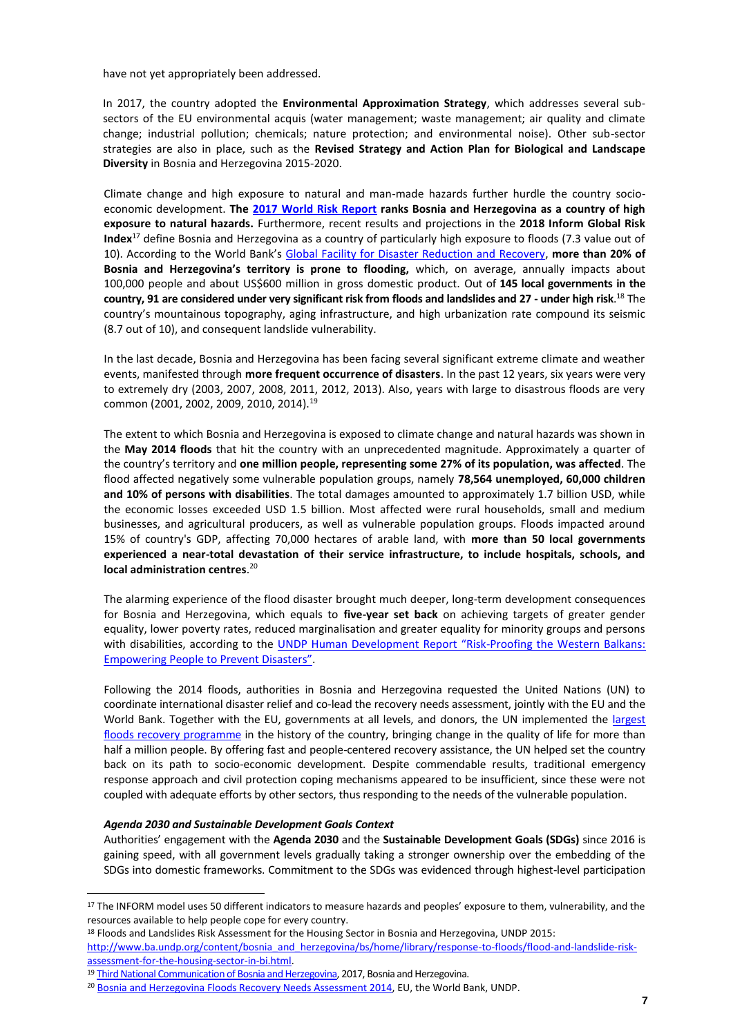have not yet appropriately been addressed.

In 2017, the country adopted the **Environmental Approximation Strategy**, which addresses several sub-sectors of the EU environmental acquis (water management; waste management; air quality and climate change; industrial pollution; chemicals; nature protection; and environmental noise). Other sub-sector strategies are also in place, such as the **Revised Strategy and Action Plan for Biological and Landscape Diversity** in Bosnia and Herzegovina 2015-2020.

Climate change and high exposure to natural and man-made hazards further hurdle the country socio-economic development. **The [2017 World Risk Report](#) ranks Bosnia and Herzegovina as a country of high exposure to natural hazards.** Furthermore, recent results and projections in the **2018 Inform Global Risk Index**[17] define Bosnia and Herzegovina as a country of particularly high exposure to floods (7.3 value out of 10). According to the World Bank's [Global Facility for Disaster Reduction and Recovery](#), **more than 20% of Bosnia and Herzegovina's territory is prone to flooding,** which, on average, annually impacts about 100,000 people and about US$600 million in gross domestic product. Out of **145 local governments in the country, 91 are considered under very significant risk from floods and landslides and 27 - under high risk**.[18] The country's mountainous topography, aging infrastructure, and high urbanization rate compound its seismic (8.7 out of 10), and consequent landslide vulnerability.

In the last decade, Bosnia and Herzegovina has been facing several significant extreme climate and weather events, manifested through **more frequent occurrence of disasters**. In the past 12 years, six years were very to extremely dry (2003, 2007, 2008, 2011, 2012, 2013). Also, years with large to disastrous floods are very common (2001, 2002, 2009, 2010, 2014).[19]

The extent to which Bosnia and Herzegovina is exposed to climate change and natural hazards was shown in the **May 2014 floods** that hit the country with an unprecedented magnitude. Approximately a quarter of the country's territory and **one million people, representing some 27% of its population, was affected**. The flood affected negatively some vulnerable population groups, namely **78,564 unemployed, 60,000 children and 10% of persons with disabilities**. The total damages amounted to approximately 1.7 billion USD, while the economic losses exceeded USD 1.5 billion. Most affected were rural households, small and medium businesses, and agricultural producers, as well as vulnerable population groups. Floods impacted around 15% of country's GDP, affecting 70,000 hectares of arable land, with **more than 50 local governments experienced a near-total devastation of their service infrastructure, to include hospitals, schools, and local administration centres**.[20]

The alarming experience of the flood disaster brought much deeper, long-term development consequences for Bosnia and Herzegovina, which equals to **five-year set back** on achieving targets of greater gender equality, lower poverty rates, reduced marginalisation and greater equality for minority groups and persons with disabilities, according to the [UNDP Human Development Report "Risk-Proofing the Western Balkans: Empowering People to Prevent Disasters"](#).

Following the 2014 floods, authorities in Bosnia and Herzegovina requested the United Nations (UN) to coordinate international disaster relief and co-lead the recovery needs assessment, jointly with the EU and the World Bank. Together with the EU, governments at all levels, and donors, the UN implemented the [largest floods recovery programme](#) in the history of the country, bringing change in the quality of life for more than half a million people. By offering fast and people-centered recovery assistance, the UN helped set the country back on its path to socio-economic development. Despite commendable results, traditional emergency response approach and civil protection coping mechanisms appeared to be insufficient, since these were not coupled with adequate efforts by other sectors, thus responding to the needs of the vulnerable population.

***Agenda 2030 and Sustainable Development Goals Context***

Authorities' engagement with the **Agenda 2030** and the **Sustainable Development Goals (SDGs)** since 2016 is gaining speed, with all government levels gradually taking a stronger ownership over the embedding of the SDGs into domestic frameworks. Commitment to the SDGs was evidenced through highest-level participation

---

[17] The INFORM model uses 50 different indicators to measure hazards and peoples' exposure to them, vulnerability, and the resources available to help people cope for every country.

[18] Floods and Landslides Risk Assessment for the Housing Sector in Bosnia and Herzegovina, UNDP 2015: http://www.ba.undp.org/content/bosnia_and_herzegovina/bs/home/library/response-to-floods/flood-and-landslide-risk-assessment-for-the-housing-sector-in-bi.html.

[19] [Third National Communication of Bosnia and Herzegovina](#), 2017, Bosnia and Herzegovina.

[20] [Bosnia and Herzegovina Floods Recovery Needs Assessment 2014](#), EU, the World Bank, UNDP.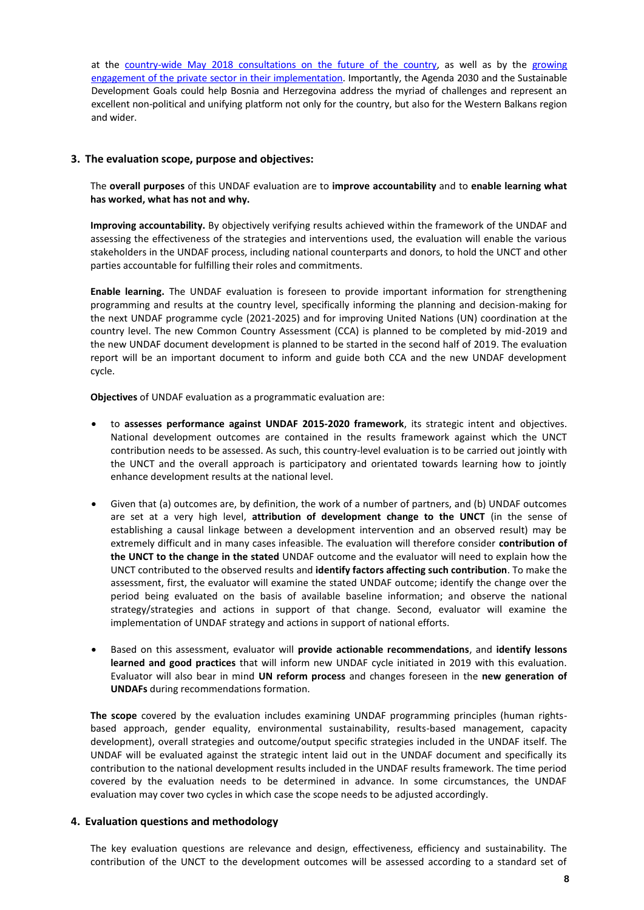at the [country-wide May 2018 consultations on the future of the country](), as well as by the [growing engagement of the private sector in their implementation](). Importantly, the Agenda 2030 and the Sustainable Development Goals could help Bosnia and Herzegovina address the myriad of challenges and represent an excellent non-political and unifying platform not only for the country, but also for the Western Balkans region and wider.

## 3. The evaluation scope, purpose and objectives:

The **overall purposes** of this UNDAF evaluation are to **improve accountability** and to **enable learning what has worked, what has not and why.**

**Improving accountability.** By objectively verifying results achieved within the framework of the UNDAF and assessing the effectiveness of the strategies and interventions used, the evaluation will enable the various stakeholders in the UNDAF process, including national counterparts and donors, to hold the UNCT and other parties accountable for fulfilling their roles and commitments.

**Enable learning.** The UNDAF evaluation is foreseen to provide important information for strengthening programming and results at the country level, specifically informing the planning and decision-making for the next UNDAF programme cycle (2021-2025) and for improving United Nations (UN) coordination at the country level. The new Common Country Assessment (CCA) is planned to be completed by mid-2019 and the new UNDAF document development is planned to be started in the second half of 2019. The evaluation report will be an important document to inform and guide both CCA and the new UNDAF development cycle.

**Objectives** of UNDAF evaluation as a programmatic evaluation are:

- to **assesses performance against UNDAF 2015-2020 framework**, its strategic intent and objectives. National development outcomes are contained in the results framework against which the UNCT contribution needs to be assessed. As such, this country-level evaluation is to be carried out jointly with the UNCT and the overall approach is participatory and orientated towards learning how to jointly enhance development results at the national level.

- Given that (a) outcomes are, by definition, the work of a number of partners, and (b) UNDAF outcomes are set at a very high level, **attribution of development change to the UNCT** (in the sense of establishing a causal linkage between a development intervention and an observed result) may be extremely difficult and in many cases infeasible. The evaluation will therefore consider **contribution of the UNCT to the change in the stated** UNDAF outcome and the evaluator will need to explain how the UNCT contributed to the observed results and **identify factors affecting such contribution**. To make the assessment, first, the evaluator will examine the stated UNDAF outcome; identify the change over the period being evaluated on the basis of available baseline information; and observe the national strategy/strategies and actions in support of that change. Second, evaluator will examine the implementation of UNDAF strategy and actions in support of national efforts.

- Based on this assessment, evaluator will **provide actionable recommendations**, and **identify lessons learned and good practices** that will inform new UNDAF cycle initiated in 2019 with this evaluation. Evaluator will also bear in mind **UN reform process** and changes foreseen in the **new generation of UNDAFs** during recommendations formation.

**The scope** covered by the evaluation includes examining UNDAF programming principles (human rights-based approach, gender equality, environmental sustainability, results-based management, capacity development), overall strategies and outcome/output specific strategies included in the UNDAF itself. The UNDAF will be evaluated against the strategic intent laid out in the UNDAF document and specifically its contribution to the national development results included in the UNDAF results framework. The time period covered by the evaluation needs to be determined in advance. In some circumstances, the UNDAF evaluation may cover two cycles in which case the scope needs to be adjusted accordingly.

## 4. Evaluation questions and methodology

The key evaluation questions are relevance and design, effectiveness, efficiency and sustainability. The contribution of the UNCT to the development outcomes will be assessed according to a standard set of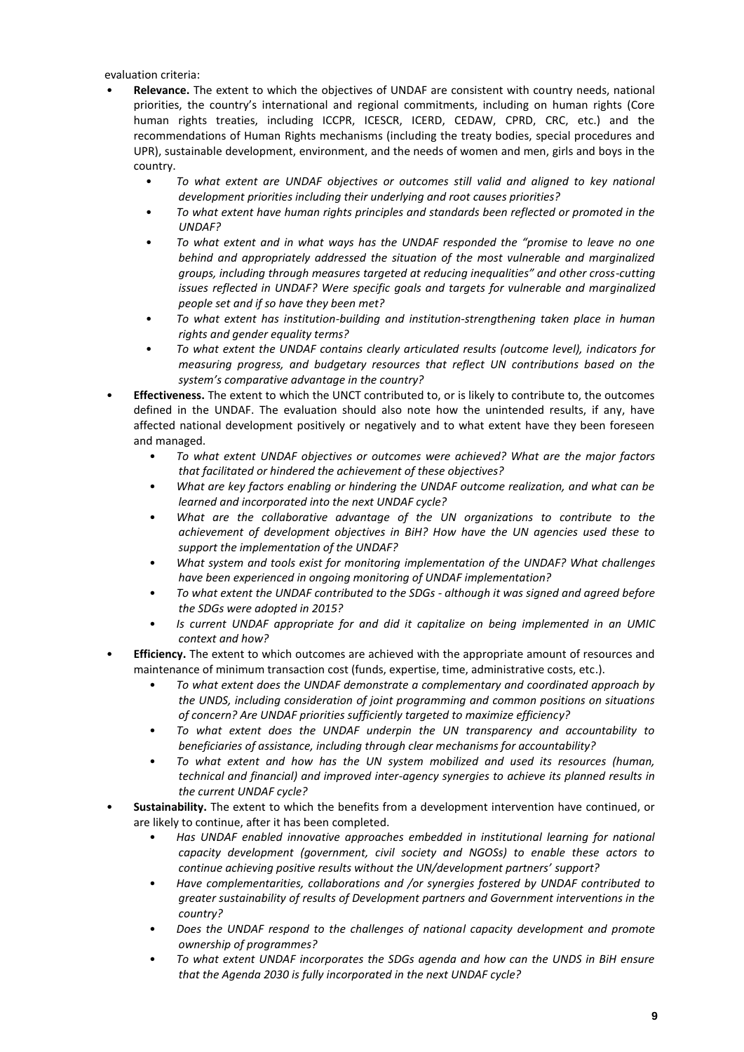evaluation criteria:

- **Relevance.** The extent to which the objectives of UNDAF are consistent with country needs, national priorities, the country's international and regional commitments, including on human rights (Core human rights treaties, including ICCPR, ICESCR, ICERD, CEDAW, CPRD, CRC, etc.) and the recommendations of Human Rights mechanisms (including the treaty bodies, special procedures and UPR), sustainable development, environment, and the needs of women and men, girls and boys in the country.
    - *To what extent are UNDAF objectives or outcomes still valid and aligned to key national development priorities including their underlying and root causes priorities?*
    - *To what extent have human rights principles and standards been reflected or promoted in the UNDAF?*
    - *To what extent and in what ways has the UNDAF responded the "promise to leave no one behind and appropriately addressed the situation of the most vulnerable and marginalized groups, including through measures targeted at reducing inequalities" and other cross-cutting issues reflected in UNDAF? Were specific goals and targets for vulnerable and marginalized people set and if so have they been met?*
    - *To what extent has institution-building and institution-strengthening taken place in human rights and gender equality terms?*
    - *To what extent the UNDAF contains clearly articulated results (outcome level), indicators for measuring progress, and budgetary resources that reflect UN contributions based on the system's comparative advantage in the country?*
- **Effectiveness.** The extent to which the UNCT contributed to, or is likely to contribute to, the outcomes defined in the UNDAF. The evaluation should also note how the unintended results, if any, have affected national development positively or negatively and to what extent have they been foreseen and managed.
    - *To what extent UNDAF objectives or outcomes were achieved? What are the major factors that facilitated or hindered the achievement of these objectives?*
    - *What are key factors enabling or hindering the UNDAF outcome realization, and what can be learned and incorporated into the next UNDAF cycle?*
    - *What are the collaborative advantage of the UN organizations to contribute to the achievement of development objectives in BiH? How have the UN agencies used these to support the implementation of the UNDAF?*
    - *What system and tools exist for monitoring implementation of the UNDAF? What challenges have been experienced in ongoing monitoring of UNDAF implementation?*
    - *To what extent the UNDAF contributed to the SDGs - although it was signed and agreed before the SDGs were adopted in 2015?*
    - *Is current UNDAF appropriate for and did it capitalize on being implemented in an UMIC context and how?*
- **Efficiency.** The extent to which outcomes are achieved with the appropriate amount of resources and maintenance of minimum transaction cost (funds, expertise, time, administrative costs, etc.).
    - *To what extent does the UNDAF demonstrate a complementary and coordinated approach by the UNDS, including consideration of joint programming and common positions on situations of concern? Are UNDAF priorities sufficiently targeted to maximize efficiency?*
    - *To what extent does the UNDAF underpin the UN transparency and accountability to beneficiaries of assistance, including through clear mechanisms for accountability?*
    - *To what extent and how has the UN system mobilized and used its resources (human, technical and financial) and improved inter-agency synergies to achieve its planned results in the current UNDAF cycle?*
- **Sustainability.** The extent to which the benefits from a development intervention have continued, or are likely to continue, after it has been completed.
    - *Has UNDAF enabled innovative approaches embedded in institutional learning for national capacity development (government, civil society and NGOSs) to enable these actors to continue achieving positive results without the UN/development partners' support?*
    - *Have complementarities, collaborations and /or synergies fostered by UNDAF contributed to greater sustainability of results of Development partners and Government interventions in the country?*
    - *Does the UNDAF respond to the challenges of national capacity development and promote ownership of programmes?*
    - *To what extent UNDAF incorporates the SDGs agenda and how can the UNDS in BiH ensure that the Agenda 2030 is fully incorporated in the next UNDAF cycle?*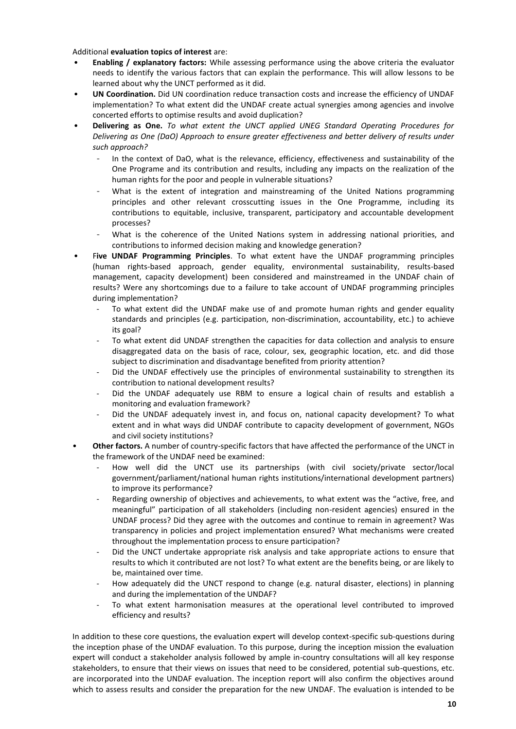Additional **evaluation topics of interest** are:

- **Enabling / explanatory factors:** While assessing performance using the above criteria the evaluator needs to identify the various factors that can explain the performance. This will allow lessons to be learned about why the UNCT performed as it did.
- **UN Coordination.** Did UN coordination reduce transaction costs and increase the efficiency of UNDAF implementation? To what extent did the UNDAF create actual synergies among agencies and involve concerted efforts to optimise results and avoid duplication?
- **Delivering as One.** *To what extent the UNCT applied UNEG Standard Operating Procedures for Delivering as One (DaO) Approach to ensure greater effectiveness and better delivery of results under such approach?*
  - In the context of DaO, what is the relevance, efficiency, effectiveness and sustainability of the One Programe and its contribution and results, including any impacts on the realization of the human rights for the poor and people in vulnerable situations?
  - What is the extent of integration and mainstreaming of the United Nations programming principles and other relevant crosscutting issues in the One Programme, including its contributions to equitable, inclusive, transparent, participatory and accountable development processes?
  - What is the coherence of the United Nations system in addressing national priorities, and contributions to informed decision making and knowledge generation?
- F**ive UNDAF Programming Principles**. To what extent have the UNDAF programming principles (human rights-based approach, gender equality, environmental sustainability, results-based management, capacity development) been considered and mainstreamed in the UNDAF chain of results? Were any shortcomings due to a failure to take account of UNDAF programming principles during implementation?
  - To what extent did the UNDAF make use of and promote human rights and gender equality standards and principles (e.g. participation, non-discrimination, accountability, etc.) to achieve its goal?
  - To what extent did UNDAF strengthen the capacities for data collection and analysis to ensure disaggregated data on the basis of race, colour, sex, geographic location, etc. and did those subject to discrimination and disadvantage benefited from priority attention?
  - Did the UNDAF effectively use the principles of environmental sustainability to strengthen its contribution to national development results?
  - Did the UNDAF adequately use RBM to ensure a logical chain of results and establish a monitoring and evaluation framework?
  - Did the UNDAF adequately invest in, and focus on, national capacity development? To what extent and in what ways did UNDAF contribute to capacity development of government, NGOs and civil society institutions?
- **Other factors.** A number of country-specific factors that have affected the performance of the UNCT in the framework of the UNDAF need be examined:
  - How well did the UNCT use its partnerships (with civil society/private sector/local government/parliament/national human rights institutions/international development partners) to improve its performance?
  - Regarding ownership of objectives and achievements, to what extent was the "active, free, and meaningful" participation of all stakeholders (including non-resident agencies) ensured in the UNDAF process? Did they agree with the outcomes and continue to remain in agreement? Was transparency in policies and project implementation ensured? What mechanisms were created throughout the implementation process to ensure participation?
  - Did the UNCT undertake appropriate risk analysis and take appropriate actions to ensure that results to which it contributed are not lost? To what extent are the benefits being, or are likely to be, maintained over time.
  - How adequately did the UNCT respond to change (e.g. natural disaster, elections) in planning and during the implementation of the UNDAF?
  - To what extent harmonisation measures at the operational level contributed to improved efficiency and results?

In addition to these core questions, the evaluation expert will develop context-specific sub-questions during the inception phase of the UNDAF evaluation. To this purpose, during the inception mission the evaluation expert will conduct a stakeholder analysis followed by ample in-country consultations will all key response stakeholders, to ensure that their views on issues that need to be considered, potential sub-questions, etc. are incorporated into the UNDAF evaluation. The inception report will also confirm the objectives around which to assess results and consider the preparation for the new UNDAF. The evaluation is intended to be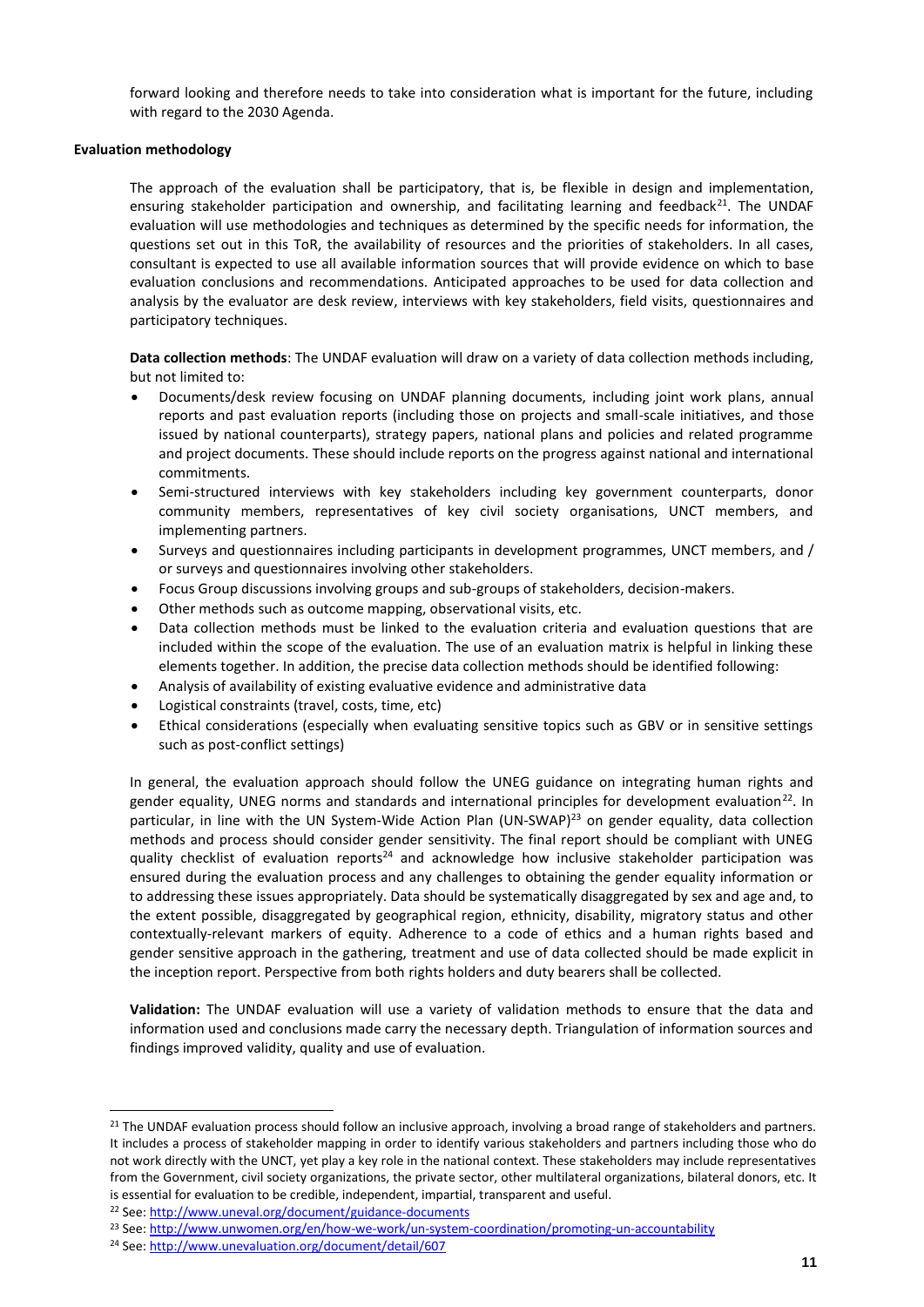forward looking and therefore needs to take into consideration what is important for the future, including with regard to the 2030 Agenda.

**Evaluation methodology**

The approach of the evaluation shall be participatory, that is, be flexible in design and implementation, ensuring stakeholder participation and ownership, and facilitating learning and feedback[21]. The UNDAF evaluation will use methodologies and techniques as determined by the specific needs for information, the questions set out in this ToR, the availability of resources and the priorities of stakeholders. In all cases, consultant is expected to use all available information sources that will provide evidence on which to base evaluation conclusions and recommendations. Anticipated approaches to be used for data collection and analysis by the evaluator are desk review, interviews with key stakeholders, field visits, questionnaires and participatory techniques.

**Data collection methods**: The UNDAF evaluation will draw on a variety of data collection methods including, but not limited to:

- Documents/desk review focusing on UNDAF planning documents, including joint work plans, annual reports and past evaluation reports (including those on projects and small-scale initiatives, and those issued by national counterparts), strategy papers, national plans and policies and related programme and project documents. These should include reports on the progress against national and international commitments.
- Semi-structured interviews with key stakeholders including key government counterparts, donor community members, representatives of key civil society organisations, UNCT members, and implementing partners.
- Surveys and questionnaires including participants in development programmes, UNCT members, and / or surveys and questionnaires involving other stakeholders.
- Focus Group discussions involving groups and sub-groups of stakeholders, decision-makers.
- Other methods such as outcome mapping, observational visits, etc.
- Data collection methods must be linked to the evaluation criteria and evaluation questions that are included within the scope of the evaluation. The use of an evaluation matrix is helpful in linking these elements together. In addition, the precise data collection methods should be identified following:
- Analysis of availability of existing evaluative evidence and administrative data
- Logistical constraints (travel, costs, time, etc)
- Ethical considerations (especially when evaluating sensitive topics such as GBV or in sensitive settings such as post-conflict settings)

In general, the evaluation approach should follow the UNEG guidance on integrating human rights and gender equality, UNEG norms and standards and international principles for development evaluation[22]. In particular, in line with the UN System-Wide Action Plan (UN-SWAP)[23] on gender equality, data collection methods and process should consider gender sensitivity. The final report should be compliant with UNEG quality checklist of evaluation reports[24] and acknowledge how inclusive stakeholder participation was ensured during the evaluation process and any challenges to obtaining the gender equality information or to addressing these issues appropriately. Data should be systematically disaggregated by sex and age and, to the extent possible, disaggregated by geographical region, ethnicity, disability, migratory status and other contextually-relevant markers of equity. Adherence to a code of ethics and a human rights based and gender sensitive approach in the gathering, treatment and use of data collected should be made explicit in the inception report. Perspective from both rights holders and duty bearers shall be collected.

**Validation:** The UNDAF evaluation will use a variety of validation methods to ensure that the data and information used and conclusions made carry the necessary depth. Triangulation of information sources and findings improved validity, quality and use of evaluation.

---

[21] The UNDAF evaluation process should follow an inclusive approach, involving a broad range of stakeholders and partners. It includes a process of stakeholder mapping in order to identify various stakeholders and partners including those who do not work directly with the UNCT, yet play a key role in the national context. These stakeholders may include representatives from the Government, civil society organizations, the private sector, other multilateral organizations, bilateral donors, etc. It is essential for evaluation to be credible, independent, impartial, transparent and useful.

[22] See: http://www.uneval.org/document/guidance-documents

[23] See: http://www.unwomen.org/en/how-we-work/un-system-coordination/promoting-un-accountability

[24] See: http://www.unevaluation.org/document/detail/607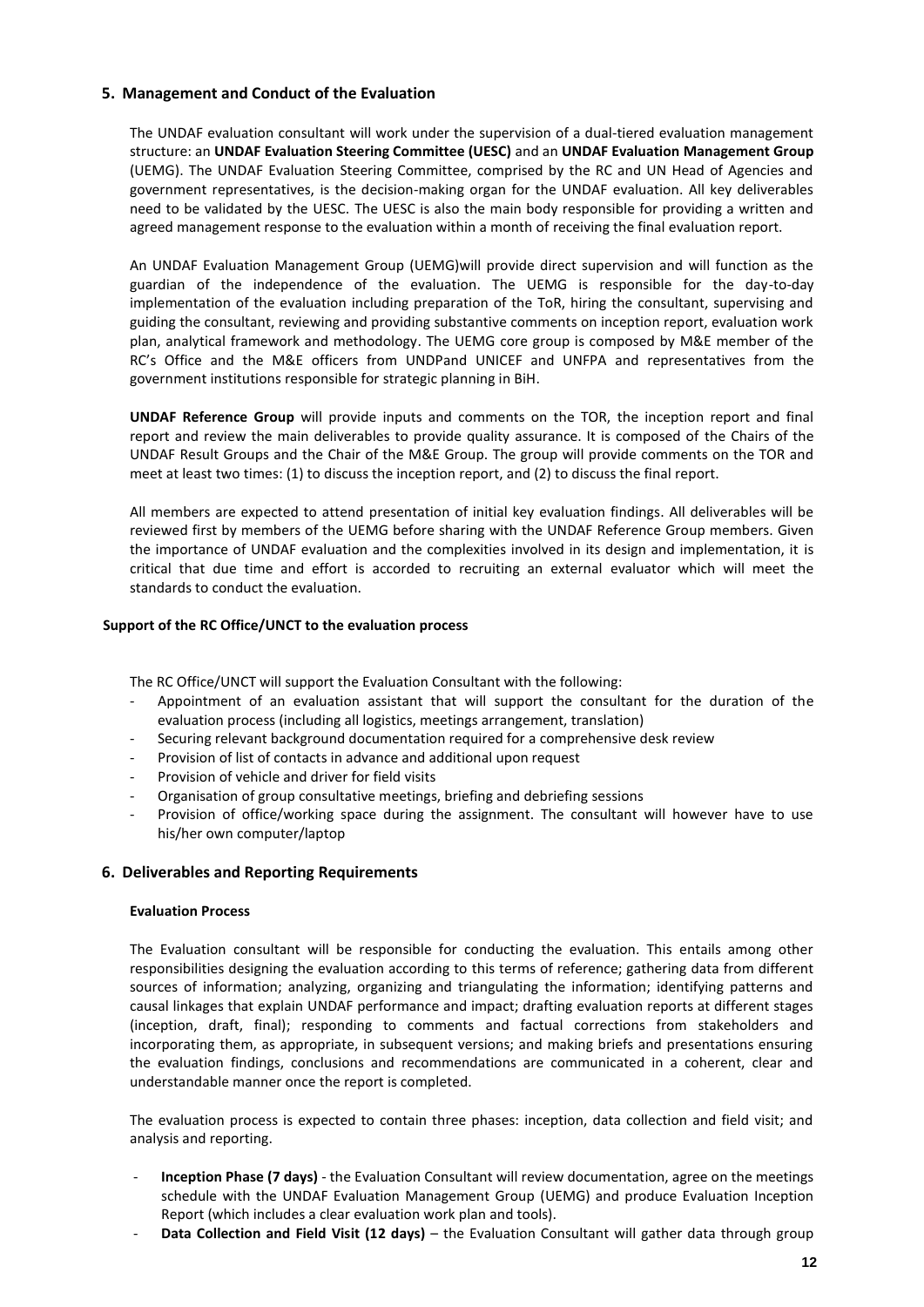## 5. Management and Conduct of the Evaluation

The UNDAF evaluation consultant will work under the supervision of a dual-tiered evaluation management structure: an **UNDAF Evaluation Steering Committee (UESC)** and an **UNDAF Evaluation Management Group** (UEMG). The UNDAF Evaluation Steering Committee, comprised by the RC and UN Head of Agencies and government representatives, is the decision-making organ for the UNDAF evaluation. All key deliverables need to be validated by the UESC. The UESC is also the main body responsible for providing a written and agreed management response to the evaluation within a month of receiving the final evaluation report.

An UNDAF Evaluation Management Group (UEMG)will provide direct supervision and will function as the guardian of the independence of the evaluation. The UEMG is responsible for the day-to-day implementation of the evaluation including preparation of the ToR, hiring the consultant, supervising and guiding the consultant, reviewing and providing substantive comments on inception report, evaluation work plan, analytical framework and methodology. The UEMG core group is composed by M&E member of the RC's Office and the M&E officers from UNDPand UNICEF and UNFPA and representatives from the government institutions responsible for strategic planning in BiH.

**UNDAF Reference Group** will provide inputs and comments on the TOR, the inception report and final report and review the main deliverables to provide quality assurance. It is composed of the Chairs of the UNDAF Result Groups and the Chair of the M&E Group. The group will provide comments on the TOR and meet at least two times: (1) to discuss the inception report, and (2) to discuss the final report.

All members are expected to attend presentation of initial key evaluation findings. All deliverables will be reviewed first by members of the UEMG before sharing with the UNDAF Reference Group members. Given the importance of UNDAF evaluation and the complexities involved in its design and implementation, it is critical that due time and effort is accorded to recruiting an external evaluator which will meet the standards to conduct the evaluation.

#### Support of the RC Office/UNCT to the evaluation process

The RC Office/UNCT will support the Evaluation Consultant with the following:

- Appointment of an evaluation assistant that will support the consultant for the duration of the evaluation process (including all logistics, meetings arrangement, translation)
- Securing relevant background documentation required for a comprehensive desk review
- Provision of list of contacts in advance and additional upon request
- Provision of vehicle and driver for field visits
- Organisation of group consultative meetings, briefing and debriefing sessions
- Provision of office/working space during the assignment. The consultant will however have to use his/her own computer/laptop

## 6. Deliverables and Reporting Requirements

#### Evaluation Process

The Evaluation consultant will be responsible for conducting the evaluation. This entails among other responsibilities designing the evaluation according to this terms of reference; gathering data from different sources of information; analyzing, organizing and triangulating the information; identifying patterns and causal linkages that explain UNDAF performance and impact; drafting evaluation reports at different stages (inception, draft, final); responding to comments and factual corrections from stakeholders and incorporating them, as appropriate, in subsequent versions; and making briefs and presentations ensuring the evaluation findings, conclusions and recommendations are communicated in a coherent, clear and understandable manner once the report is completed.

The evaluation process is expected to contain three phases: inception, data collection and field visit; and analysis and reporting.

- **Inception Phase (7 days)** - the Evaluation Consultant will review documentation, agree on the meetings schedule with the UNDAF Evaluation Management Group (UEMG) and produce Evaluation Inception Report (which includes a clear evaluation work plan and tools).
- **Data Collection and Field Visit (12 days)** – the Evaluation Consultant will gather data through group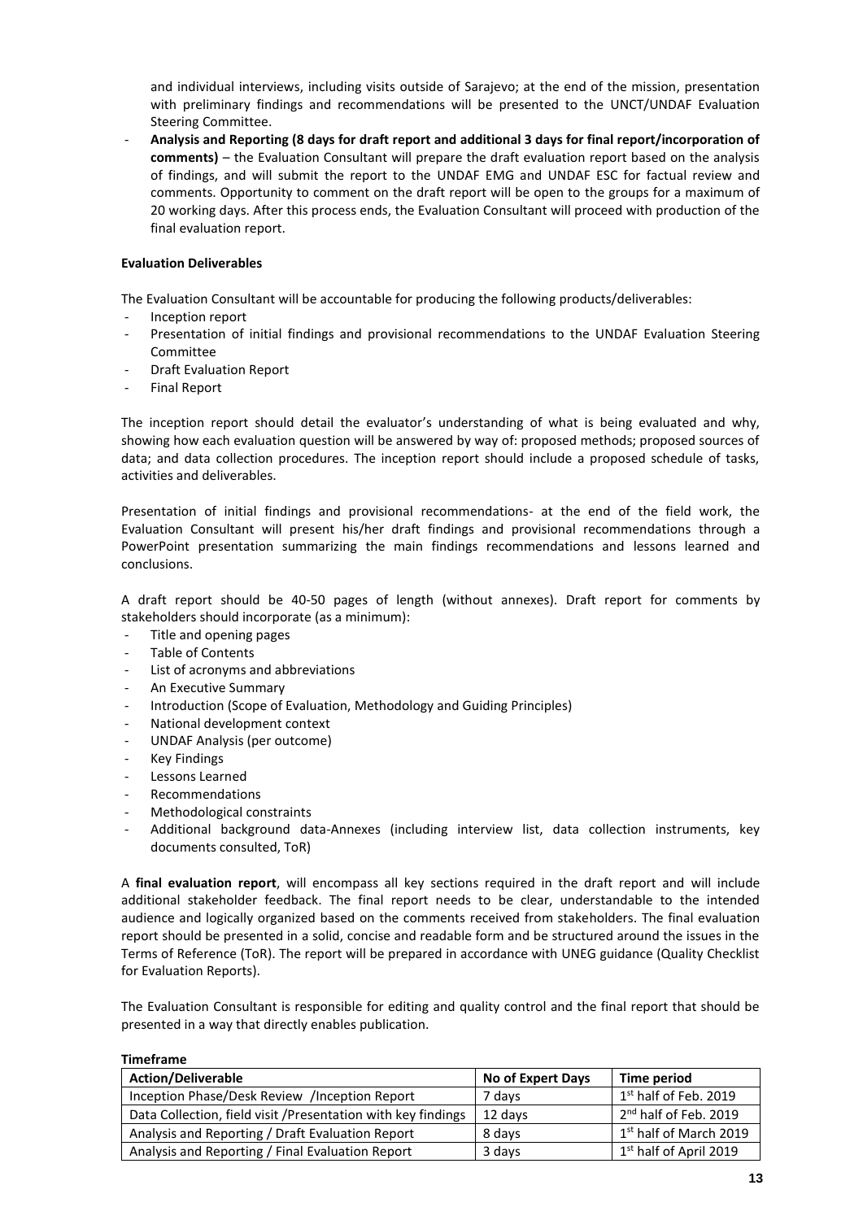and individual interviews, including visits outside of Sarajevo; at the end of the mission, presentation with preliminary findings and recommendations will be presented to the UNCT/UNDAF Evaluation Steering Committee.

- **Analysis and Reporting (8 days for draft report and additional 3 days for final report/incorporation of comments)** – the Evaluation Consultant will prepare the draft evaluation report based on the analysis of findings, and will submit the report to the UNDAF EMG and UNDAF ESC for factual review and comments. Opportunity to comment on the draft report will be open to the groups for a maximum of 20 working days. After this process ends, the Evaluation Consultant will proceed with production of the final evaluation report.

**Evaluation Deliverables**

The Evaluation Consultant will be accountable for producing the following products/deliverables:

- Inception report
- Presentation of initial findings and provisional recommendations to the UNDAF Evaluation Steering Committee
- Draft Evaluation Report
- Final Report

The inception report should detail the evaluator's understanding of what is being evaluated and why, showing how each evaluation question will be answered by way of: proposed methods; proposed sources of data; and data collection procedures. The inception report should include a proposed schedule of tasks, activities and deliverables.

Presentation of initial findings and provisional recommendations- at the end of the field work, the Evaluation Consultant will present his/her draft findings and provisional recommendations through a PowerPoint presentation summarizing the main findings recommendations and lessons learned and conclusions.

A draft report should be 40-50 pages of length (without annexes). Draft report for comments by stakeholders should incorporate (as a minimum):

- Title and opening pages
- Table of Contents
- List of acronyms and abbreviations
- An Executive Summary
- Introduction (Scope of Evaluation, Methodology and Guiding Principles)
- National development context
- UNDAF Analysis (per outcome)
- Key Findings
- Lessons Learned
- Recommendations
- Methodological constraints
- Additional background data-Annexes (including interview list, data collection instruments, key documents consulted, ToR)

A **final evaluation report**, will encompass all key sections required in the draft report and will include additional stakeholder feedback. The final report needs to be clear, understandable to the intended audience and logically organized based on the comments received from stakeholders. The final evaluation report should be presented in a solid, concise and readable form and be structured around the issues in the Terms of Reference (ToR). The report will be prepared in accordance with UNEG guidance (Quality Checklist for Evaluation Reports).

The Evaluation Consultant is responsible for editing and quality control and the final report that should be presented in a way that directly enables publication.

**Timeframe**

| Action/Deliverable | No of Expert Days | Time period |
|---|---|---|
| Inception Phase/Desk Review /Inception Report | 7 days | 1st half of Feb. 2019 |
| Data Collection, field visit /Presentation with key findings | 12 days | 2nd half of Feb. 2019 |
| Analysis and Reporting / Draft Evaluation Report | 8 days | 1st half of March 2019 |
| Analysis and Reporting / Final Evaluation Report | 3 days | 1st half of April 2019 |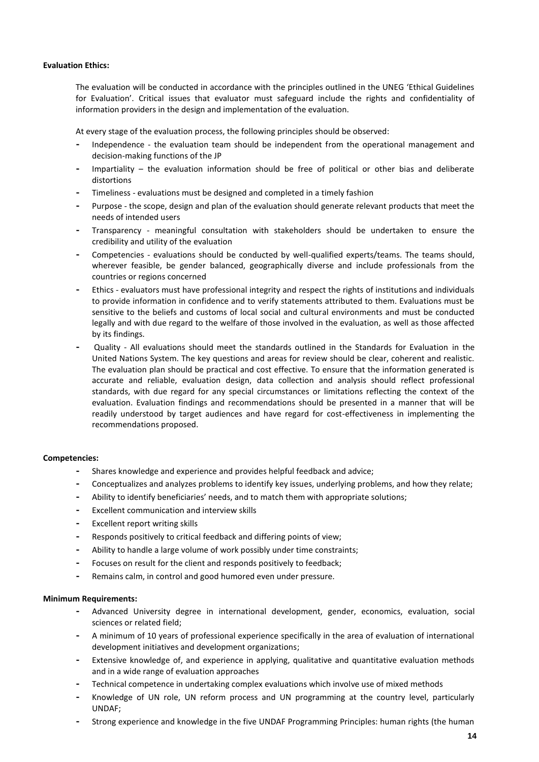**Evaluation Ethics:**

The evaluation will be conducted in accordance with the principles outlined in the UNEG 'Ethical Guidelines for Evaluation'. Critical issues that evaluator must safeguard include the rights and confidentiality of information providers in the design and implementation of the evaluation.

At every stage of the evaluation process, the following principles should be observed:

- Independence - the evaluation team should be independent from the operational management and decision-making functions of the JP
- Impartiality – the evaluation information should be free of political or other bias and deliberate distortions
- Timeliness - evaluations must be designed and completed in a timely fashion
- Purpose - the scope, design and plan of the evaluation should generate relevant products that meet the needs of intended users
- Transparency - meaningful consultation with stakeholders should be undertaken to ensure the credibility and utility of the evaluation
- Competencies - evaluations should be conducted by well-qualified experts/teams. The teams should, wherever feasible, be gender balanced, geographically diverse and include professionals from the countries or regions concerned
- Ethics - evaluators must have professional integrity and respect the rights of institutions and individuals to provide information in confidence and to verify statements attributed to them. Evaluations must be sensitive to the beliefs and customs of local social and cultural environments and must be conducted legally and with due regard to the welfare of those involved in the evaluation, as well as those affected by its findings.
- Quality - All evaluations should meet the standards outlined in the Standards for Evaluation in the United Nations System. The key questions and areas for review should be clear, coherent and realistic. The evaluation plan should be practical and cost effective. To ensure that the information generated is accurate and reliable, evaluation design, data collection and analysis should reflect professional standards, with due regard for any special circumstances or limitations reflecting the context of the evaluation. Evaluation findings and recommendations should be presented in a manner that will be readily understood by target audiences and have regard for cost-effectiveness in implementing the recommendations proposed.

**Competencies:**

- Shares knowledge and experience and provides helpful feedback and advice;
- Conceptualizes and analyzes problems to identify key issues, underlying problems, and how they relate;
- Ability to identify beneficiaries' needs, and to match them with appropriate solutions;
- Excellent communication and interview skills
- Excellent report writing skills
- Responds positively to critical feedback and differing points of view;
- Ability to handle a large volume of work possibly under time constraints;
- Focuses on result for the client and responds positively to feedback;
- Remains calm, in control and good humored even under pressure.

**Minimum Requirements:**

- Advanced University degree in international development, gender, economics, evaluation, social sciences or related field;
- A minimum of 10 years of professional experience specifically in the area of evaluation of international development initiatives and development organizations;
- Extensive knowledge of, and experience in applying, qualitative and quantitative evaluation methods and in a wide range of evaluation approaches
- Technical competence in undertaking complex evaluations which involve use of mixed methods
- Knowledge of UN role, UN reform process and UN programming at the country level, particularly UNDAF;
- Strong experience and knowledge in the five UNDAF Programming Principles: human rights (the human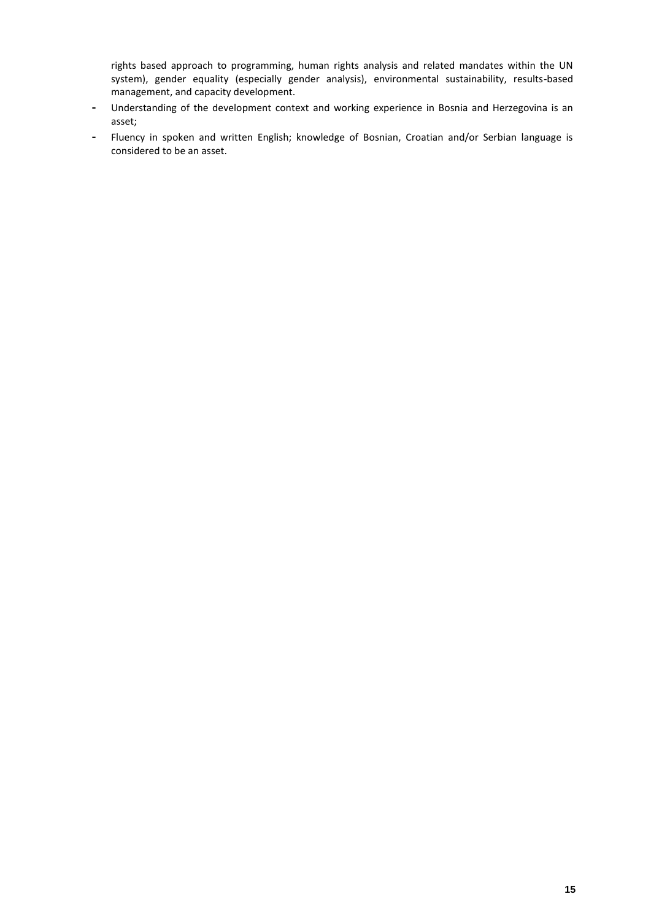rights based approach to programming, human rights analysis and related mandates within the UN system), gender equality (especially gender analysis), environmental sustainability, results-based management, and capacity development.

- Understanding of the development context and working experience in Bosnia and Herzegovina is an asset;
- Fluency in spoken and written English; knowledge of Bosnian, Croatian and/or Serbian language is considered to be an asset.